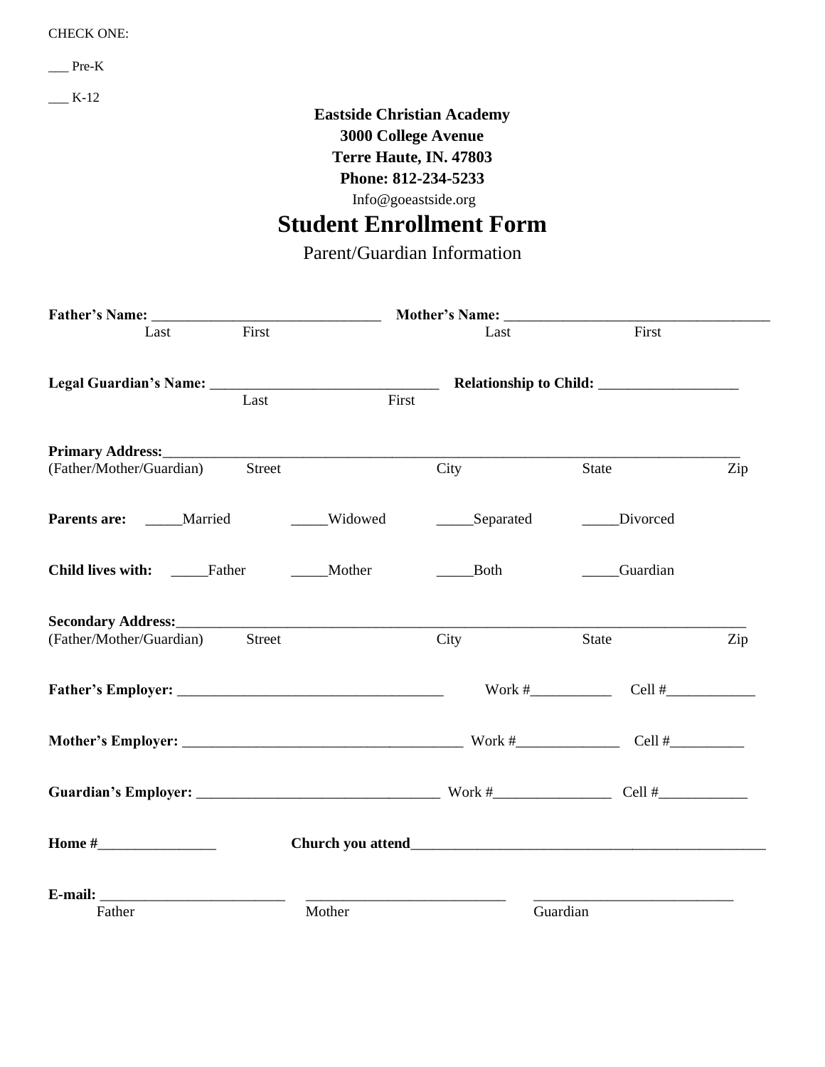CHECK ONE:

___ Pre-K

___ K-12

**Eastside Christian Academy**
**3000 College Avenue**
**Terre Haute, IN. 47803**
**Phone: 812-234-5233**
Info@goeastside.org

# Student Enrollment Form

## Parent/Guardian Information

**Father's Name:** _______________________________ **Mother's Name:** ____________________________________
Last First Last First

**Legal Guardian's Name:** _______________________________ **Relationship to Child:** ___________________
Last First

**Primary Address:**_____________________________________________________________________________
(Father/Mother/Guardian) Street City State Zip

**Parents are:** _____Married _____Widowed _____Separated _____Divorced

**Child lives with:** _____Father _____Mother _____Both _____Guardian

**Secondary Address:**___________________________________________________________________________
(Father/Mother/Guardian) Street City State Zip

**Father's Employer:** ____________________________________ Work #___________ Cell #____________

**Mother's Employer:** ______________________________________ Work #______________ Cell #__________

**Guardian's Employer:** _________________________________ Work #________________ Cell #____________

**Home #**________________ **Church you attend**__________________________________________________

**E-mail:** _________________________ ___________________________ ___________________________
Father Mother Guardian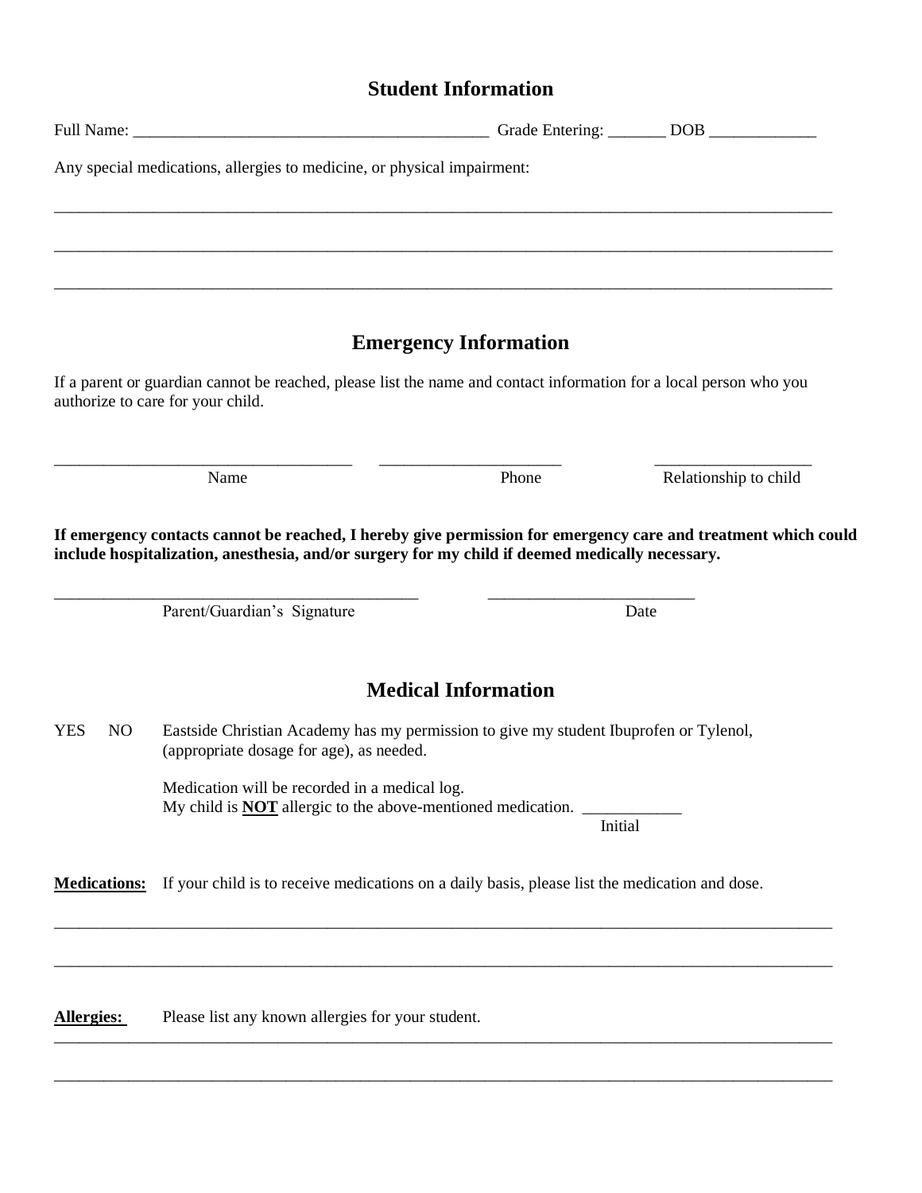## Student Information

Full Name: ___________________________________________ Grade Entering: _______ DOB _____________

Any special medications, allergies to medicine, or physical impairment:

_______________________________________________________________________________________________

_______________________________________________________________________________________________

_______________________________________________________________________________________________

## Emergency Information

If a parent or guardian cannot be reached, please list the name and contact information for a local person who you authorize to care for your child.

____________________________________ ______________________ ___________________

Name Phone Relationship to child

**If emergency contacts cannot be reached, I hereby give permission for emergency care and treatment which could include hospitalization, anesthesia, and/or surgery for my child if deemed medically necessary.**

____________________________________________ _________________________

Parent/Guardian's Signature Date

## Medical Information

YES NO Eastside Christian Academy has my permission to give my student Ibuprofen or Tylenol, (appropriate dosage for age), as needed.

Medication will be recorded in a medical log.
My child is **NOT** allergic to the above-mentioned medication. ____________
Initial

**Medications:** If your child is to receive medications on a daily basis, please list the medication and dose.

_______________________________________________________________________________________________

_______________________________________________________________________________________________

**Allergies:** Please list any known allergies for your student.

_______________________________________________________________________________________________

_______________________________________________________________________________________________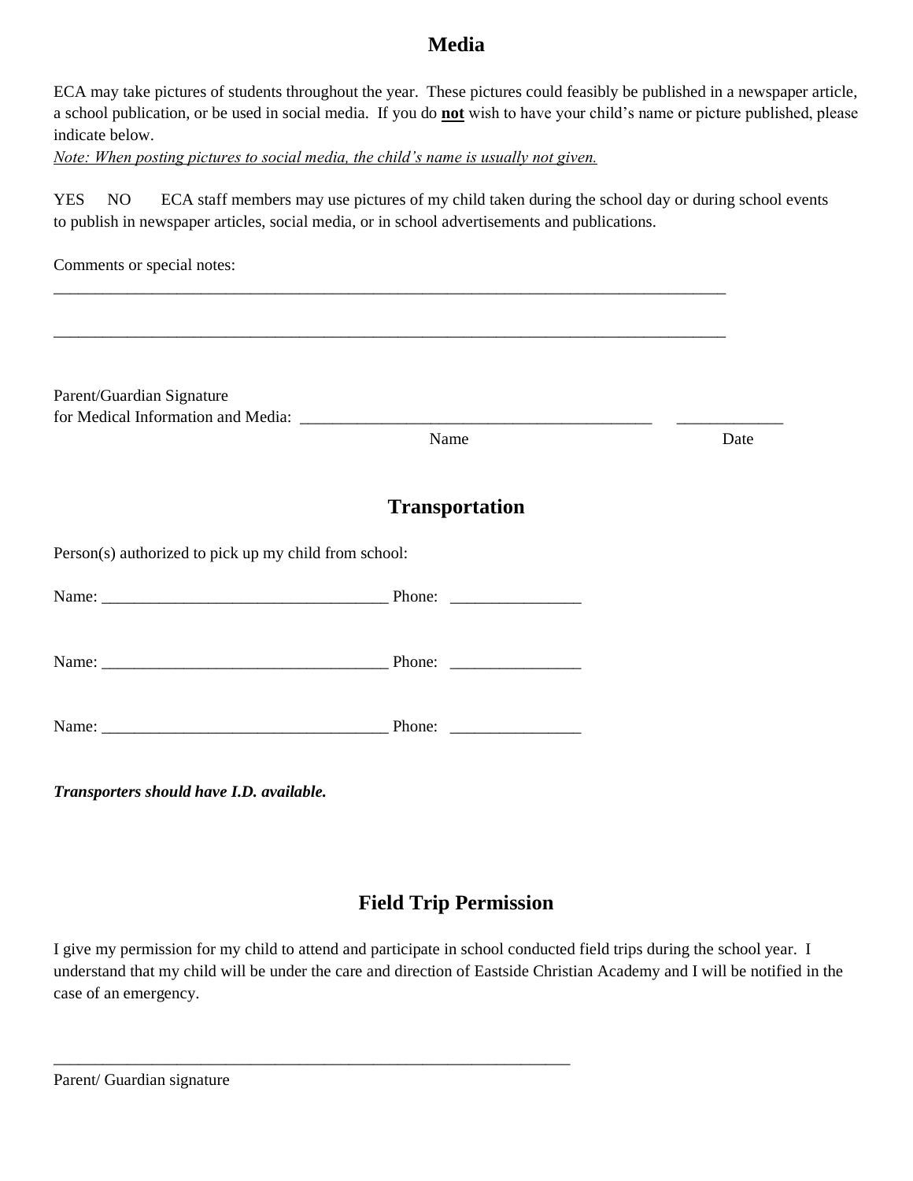## Media

ECA may take pictures of students throughout the year. These pictures could feasibly be published in a newspaper article, a school publication, or be used in social media. If you do **not** wish to have your child's name or picture published, please indicate below.

*Note: When posting pictures to social media, the child's name is usually not given.*

YES NO ECA staff members may use pictures of my child taken during the school day or during school events to publish in newspaper articles, social media, or in school advertisements and publications.

Comments or special notes:

_____________________________________________________________________________________

_____________________________________________________________________________________

Parent/Guardian Signature
for Medical Information and Media: ____________________________________________ _____________
Name Date

## Transportation

Person(s) authorized to pick up my child from school:

Name: ___________________________________ Phone: ________________

Name: ___________________________________ Phone: ________________

Name: ___________________________________ Phone: ________________

***Transporters should have I.D. available.***

## Field Trip Permission

I give my permission for my child to attend and participate in school conducted field trips during the school year. I understand that my child will be under the care and direction of Eastside Christian Academy and I will be notified in the case of an emergency.

_________________________________________________________________

Parent/ Guardian signature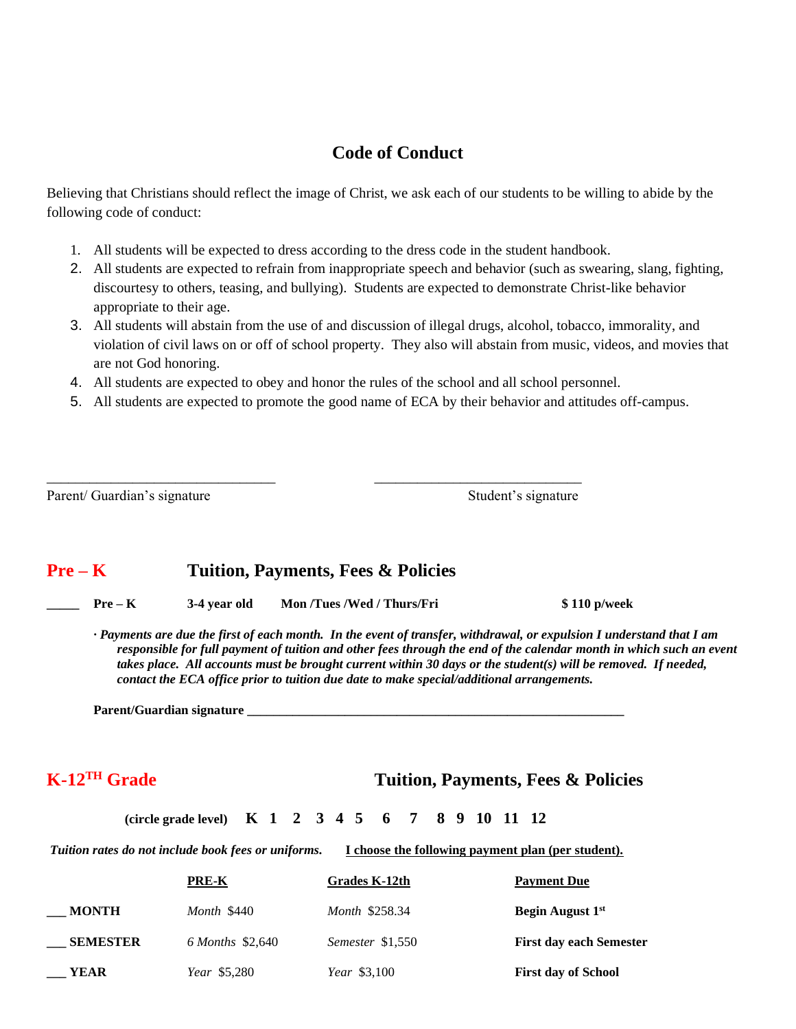## Code of Conduct

Believing that Christians should reflect the image of Christ, we ask each of our students to be willing to abide by the following code of conduct:

1. All students will be expected to dress according to the dress code in the student handbook.
2. All students are expected to refrain from inappropriate speech and behavior (such as swearing, slang, fighting, discourtesy to others, teasing, and bullying). Students are expected to demonstrate Christ-like behavior appropriate to their age.
3. All students will abstain from the use of and discussion of illegal drugs, alcohol, tobacco, immorality, and violation of civil laws on or off of school property. They also will abstain from music, videos, and movies that are not God honoring.
4. All students are expected to obey and honor the rules of the school and all school personnel.
5. All students are expected to promote the good name of ECA by their behavior and attitudes off-campus.

\_\_\_\_\_\_\_\_\_\_\_\_\_\_\_\_\_\_\_\_\_\_\_\_\_\_\_\_\_\_\_\_ \_\_\_\_\_\_\_\_\_\_\_\_\_\_\_\_\_\_\_\_\_\_\_\_\_\_\_\_\_\_

Parent/ Guardian's signature Student's signature

## Pre – K Tuition, Payments, Fees & Policies

**\_\_\_\_\_ Pre – K 3-4 year old Mon /Tues /Wed / Thurs/Fri $ 110 p/week**

***· Payments are due the first of each month. In the event of transfer, withdrawal, or expulsion I understand that I am responsible for full payment of tuition and other fees through the end of the calendar month in which such an event takes place. All accounts must be brought current within 30 days or the student(s) will be removed. If needed, contact the ECA office prior to tuition due date to make special/additional arrangements.***

**Parent/Guardian signature \_\_\_\_\_\_\_\_\_\_\_\_\_\_\_\_\_\_\_\_\_\_\_\_\_\_\_\_\_\_\_\_\_\_\_\_\_\_\_\_\_\_\_\_\_\_\_\_\_\_\_\_\_\_\_\_\_\_\_\_**

## K-12TH Grade Tuition, Payments, Fees & Policies

**(circle grade level) K 1 2 3 4 5 6 7 8 9 10 11 12**

***Tuition rates do not include book fees or uniforms.*** **I choose the following payment plan (per student).**

| | PRE-K | Grades K-12th | Payment Due |
|---|---|---|---|
| **\_\_\_ MONTH** | *Month* $440 | *Month* $258.34 | **Begin August 1st** |
| **\_\_\_ SEMESTER** | *6 Months* $2,640 | *Semester* $1,550 | **First day each Semester** |
| **\_\_\_ YEAR** | *Year* $5,280 | *Year* $3,100 | **First day of School** |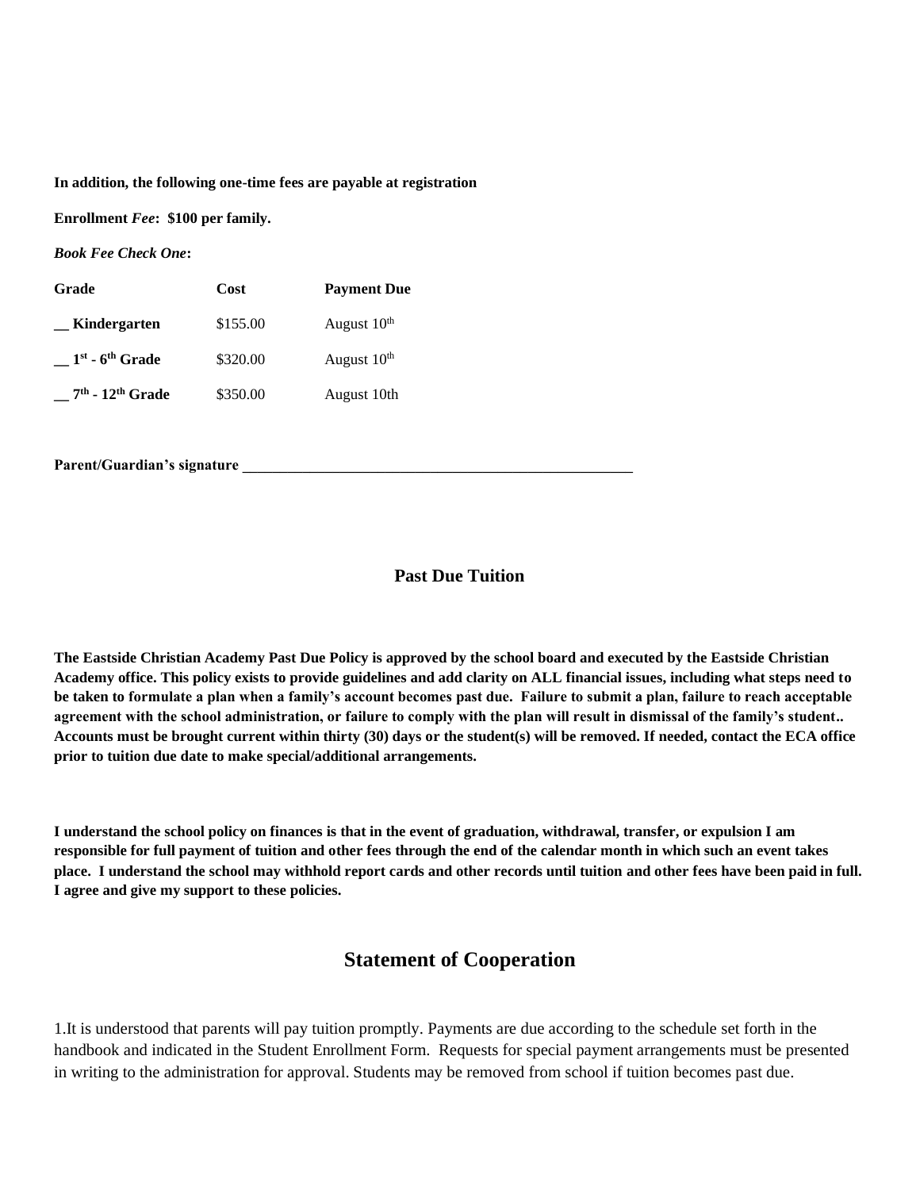**In addition, the following one-time fees are payable at registration**

**Enrollment *Fee*: $100 per family.**

***Book Fee Check One*:**

| Grade | Cost | Payment Due |
|---|---|---|
| **__ Kindergarten** | $155.00 | August 10th |
| **__ 1st - 6th Grade** | $320.00 | August 10th |
| **__ 7th - 12th Grade** | $350.00 | August 10th |

**Parent/Guardian's signature _____________________________________________________**

### Past Due Tuition

**The Eastside Christian Academy Past Due Policy is approved by the school board and executed by the Eastside Christian Academy office. This policy exists to provide guidelines and add clarity on ALL financial issues, including what steps need to be taken to formulate a plan when a family's account becomes past due. Failure to submit a plan, failure to reach acceptable agreement with the school administration, or failure to comply with the plan will result in dismissal of the family's student.. Accounts must be brought current within thirty (30) days or the student(s) will be removed. If needed, contact the ECA office prior to tuition due date to make special/additional arrangements.**

**I understand the school policy on finances is that in the event of graduation, withdrawal, transfer, or expulsion I am responsible for full payment of tuition and other fees through the end of the calendar month in which such an event takes place. I understand the school may withhold report cards and other records until tuition and other fees have been paid in full. I agree and give my support to these policies.**

## Statement of Cooperation

1.It is understood that parents will pay tuition promptly. Payments are due according to the schedule set forth in the handbook and indicated in the Student Enrollment Form. Requests for special payment arrangements must be presented in writing to the administration for approval. Students may be removed from school if tuition becomes past due.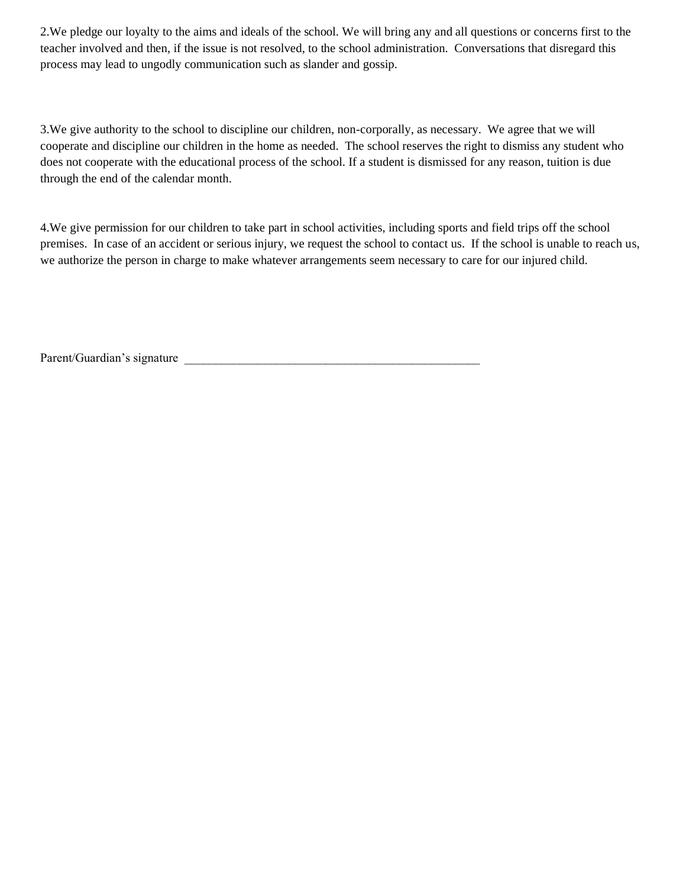2.We pledge our loyalty to the aims and ideals of the school. We will bring any and all questions or concerns first to the teacher involved and then, if the issue is not resolved, to the school administration. Conversations that disregard this process may lead to ungodly communication such as slander and gossip.

3.We give authority to the school to discipline our children, non-corporally, as necessary. We agree that we will cooperate and discipline our children in the home as needed. The school reserves the right to dismiss any student who does not cooperate with the educational process of the school. If a student is dismissed for any reason, tuition is due through the end of the calendar month.

4.We give permission for our children to take part in school activities, including sports and field trips off the school premises. In case of an accident or serious injury, we request the school to contact us. If the school is unable to reach us, we authorize the person in charge to make whatever arrangements seem necessary to care for our injured child.

Parent/Guardian's signature ___________________________________________________